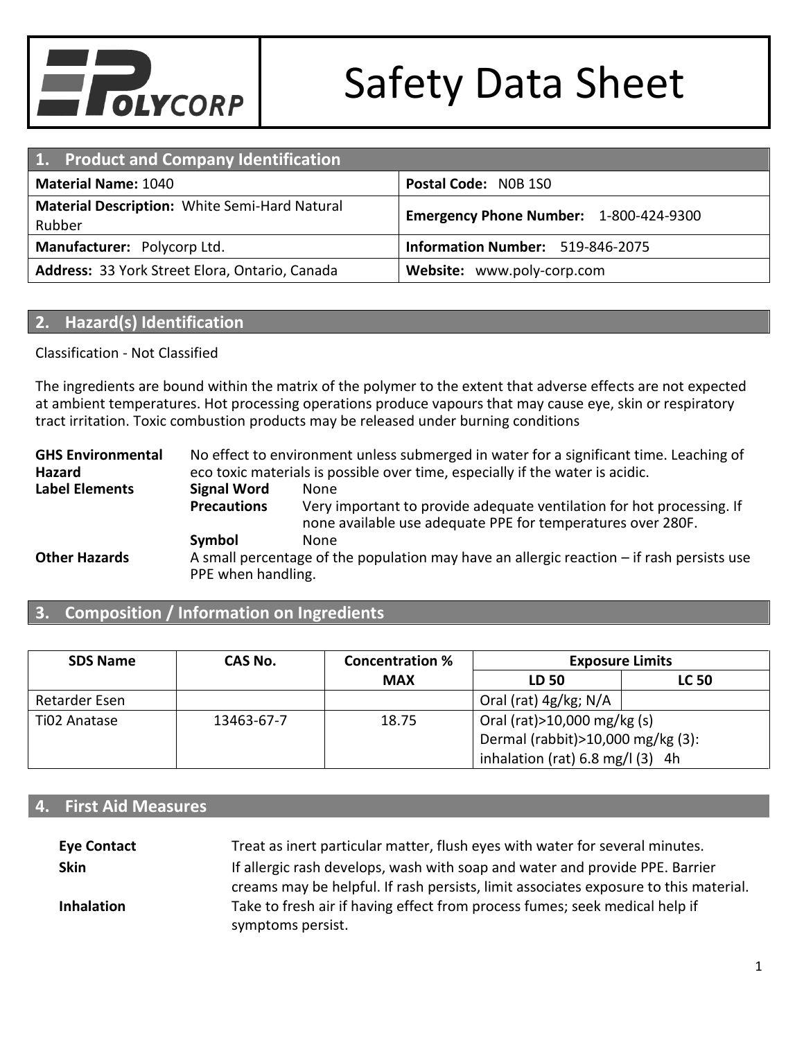# Safety Data Sheet

POLYCORP

## 1. Product and Company Identification

| | |
|---|---|
| **Material Name:** 1040 | **Postal Code:** N0B 1S0 |
| **Material Description:** White Semi-Hard Natural Rubber | **Emergency Phone Number:** 1-800-424-9300 |
| **Manufacturer:** Polycorp Ltd. | **Information Number:** 519-846-2075 |
| **Address:** 33 York Street Elora, Ontario, Canada | **Website:** www.poly-corp.com |

## 2. Hazard(s) Identification

Classification - Not Classified

The ingredients are bound within the matrix of the polymer to the extent that adverse effects are not expected at ambient temperatures. Hot processing operations produce vapours that may cause eye, skin or respiratory tract irritation. Toxic combustion products may be released under burning conditions

**GHS Environmental Hazard** No effect to environment unless submerged in water for a significant time. Leaching of eco toxic materials is possible over time, especially if the water is acidic.

**Label Elements**

- **Signal Word** None
- **Precautions** Very important to provide adequate ventilation for hot processing. If none available use adequate PPE for temperatures over 280F.
- **Symbol** None

**Other Hazards** A small percentage of the population may have an allergic reaction – if rash persists use PPE when handling.

## 3. Composition / Information on Ingredients

| SDS Name | CAS No. | Concentration % | Exposure Limits | |
|---|---|---|---|---|
| | | MAX | LD 50 | LC 50 |
| Retarder Esen | | | Oral (rat) 4g/kg; N/A | |
| Ti02 Anatase | 13463-67-7 | 18.75 | Oral (rat)>10,000 mg/kg (s) Dermal (rabbit)>10,000 mg/kg (3): inhalation (rat) 6.8 mg/l (3) 4h | |

## 4. First Aid Measures

**Eye Contact** Treat as inert particular matter, flush eyes with water for several minutes.

**Skin** If allergic rash develops, wash with soap and water and provide PPE. Barrier creams may be helpful. If rash persists, limit associates exposure to this material.

**Inhalation** Take to fresh air if having effect from process fumes; seek medical help if symptoms persist.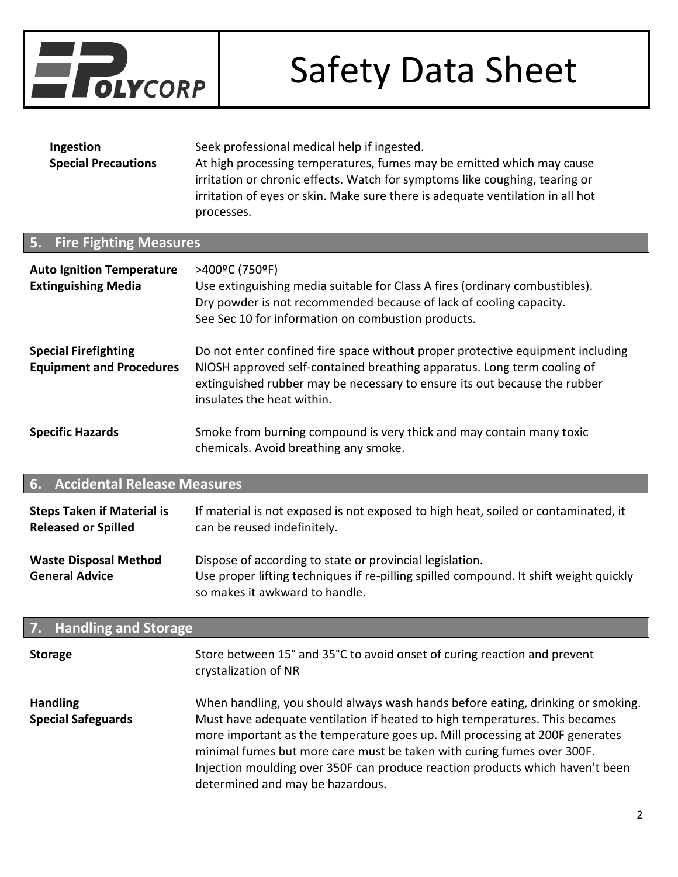**Ingestion** Seek professional medical help if ingested.

**Special Precautions** At high processing temperatures, fumes may be emitted which may cause irritation or chronic effects. Watch for symptoms like coughing, tearing or irritation of eyes or skin. Make sure there is adequate ventilation in all hot processes.

## 5. Fire Fighting Measures

**Auto Ignition Temperature** >400ºC (750ºF)

**Extinguishing Media** Use extinguishing media suitable for Class A fires (ordinary combustibles). Dry powder is not recommended because of lack of cooling capacity. See Sec 10 for information on combustion products.

**Special Firefighting Equipment and Procedures** Do not enter confined fire space without proper protective equipment including NIOSH approved self-contained breathing apparatus. Long term cooling of extinguished rubber may be necessary to ensure its out because the rubber insulates the heat within.

**Specific Hazards** Smoke from burning compound is very thick and may contain many toxic chemicals. Avoid breathing any smoke.

## 6. Accidental Release Measures

**Steps Taken if Material is Released or Spilled** If material is not exposed is not exposed to high heat, soiled or contaminated, it can be reused indefinitely.

**Waste Disposal Method** Dispose of according to state or provincial legislation.

**General Advice** Use proper lifting techniques if re-pilling spilled compound. It shift weight quickly so makes it awkward to handle.

## 7. Handling and Storage

**Storage** Store between 15° and 35°C to avoid onset of curing reaction and prevent crystalization of NR

**Handling** When handling, you should always wash hands before eating, drinking or smoking.

**Special Safeguards** Must have adequate ventilation if heated to high temperatures. This becomes more important as the temperature goes up. Mill processing at 200F generates minimal fumes but more care must be taken with curing fumes over 300F. Injection moulding over 350F can produce reaction products which haven't been determined and may be hazardous.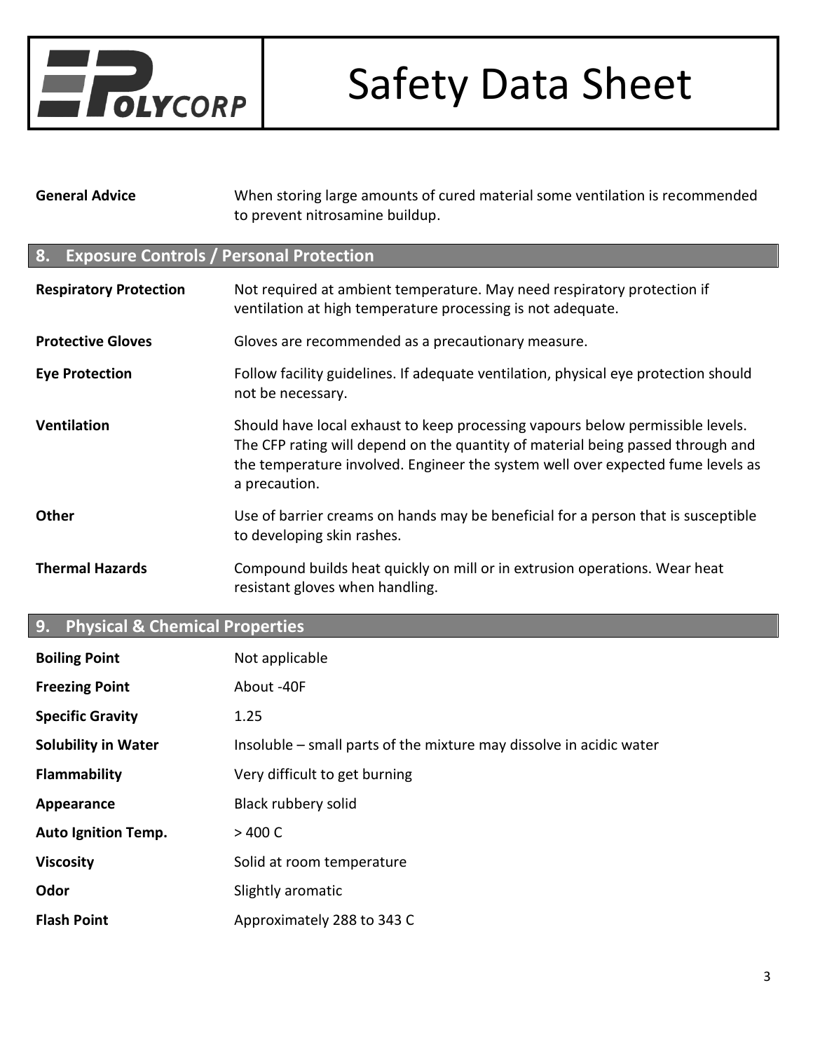**General Advice** When storing large amounts of cured material some ventilation is recommended to prevent nitrosamine buildup.

## 8. Exposure Controls / Personal Protection

| | |
|---|---|
| **Respiratory Protection** | Not required at ambient temperature. May need respiratory protection if ventilation at high temperature processing is not adequate. |
| **Protective Gloves** | Gloves are recommended as a precautionary measure. |
| **Eye Protection** | Follow facility guidelines. If adequate ventilation, physical eye protection should not be necessary. |
| **Ventilation** | Should have local exhaust to keep processing vapours below permissible levels. The CFP rating will depend on the quantity of material being passed through and the temperature involved. Engineer the system well over expected fume levels as a precaution. |
| **Other** | Use of barrier creams on hands may be beneficial for a person that is susceptible to developing skin rashes. |
| **Thermal Hazards** | Compound builds heat quickly on mill or in extrusion operations. Wear heat resistant gloves when handling. |

## 9. Physical & Chemical Properties

| | |
|---|---|
| **Boiling Point** | Not applicable |
| **Freezing Point** | About -40F |
| **Specific Gravity** | 1.25 |
| **Solubility in Water** | Insoluble – small parts of the mixture may dissolve in acidic water |
| **Flammability** | Very difficult to get burning |
| **Appearance** | Black rubbery solid |
| **Auto Ignition Temp.** | > 400 C |
| **Viscosity** | Solid at room temperature |
| **Odor** | Slightly aromatic |
| **Flash Point** | Approximately 288 to 343 C |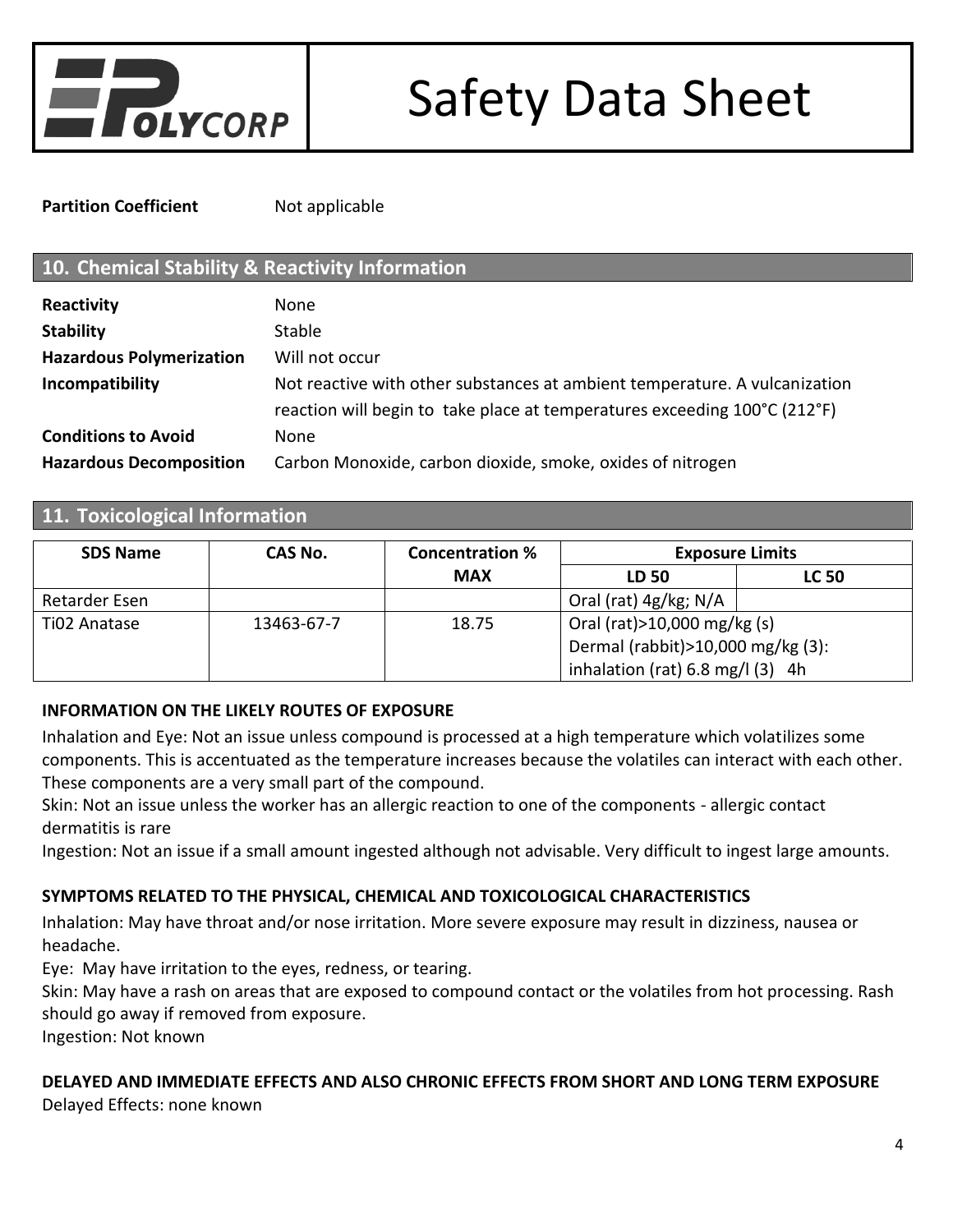**Partition Coefficient** Not applicable

## 10. Chemical Stability & Reactivity Information

**Reactivity** None

**Stability** Stable

**Hazardous Polymerization** Will not occur

**Incompatibility** Not reactive with other substances at ambient temperature. A vulcanization reaction will begin to take place at temperatures exceeding 100°C (212°F)

**Conditions to Avoid** None

**Hazardous Decomposition** Carbon Monoxide, carbon dioxide, smoke, oxides of nitrogen

## 11. Toxicological Information

| SDS Name | CAS No. | Concentration % MAX | Exposure Limits | |
|---|---|---|---|---|
| | | | LD 50 | LC 50 |
| Retarder Esen | | | Oral (rat) 4g/kg; N/A | |
| Ti02 Anatase | 13463-67-7 | 18.75 | Oral (rat)>10,000 mg/kg (s)<br>Dermal (rabbit)>10,000 mg/kg (3):<br>inhalation (rat) 6.8 mg/l (3) 4h | |

### INFORMATION ON THE LIKELY ROUTES OF EXPOSURE

Inhalation and Eye: Not an issue unless compound is processed at a high temperature which volatilizes some components. This is accentuated as the temperature increases because the volatiles can interact with each other. These components are a very small part of the compound.

Skin: Not an issue unless the worker has an allergic reaction to one of the components - allergic contact dermatitis is rare

Ingestion: Not an issue if a small amount ingested although not advisable. Very difficult to ingest large amounts.

### SYMPTOMS RELATED TO THE PHYSICAL, CHEMICAL AND TOXICOLOGICAL CHARACTERISTICS

Inhalation: May have throat and/or nose irritation. More severe exposure may result in dizziness, nausea or headache.

Eye: May have irritation to the eyes, redness, or tearing.

Skin: May have a rash on areas that are exposed to compound contact or the volatiles from hot processing. Rash should go away if removed from exposure.

Ingestion: Not known

### DELAYED AND IMMEDIATE EFFECTS AND ALSO CHRONIC EFFECTS FROM SHORT AND LONG TERM EXPOSURE

Delayed Effects: none known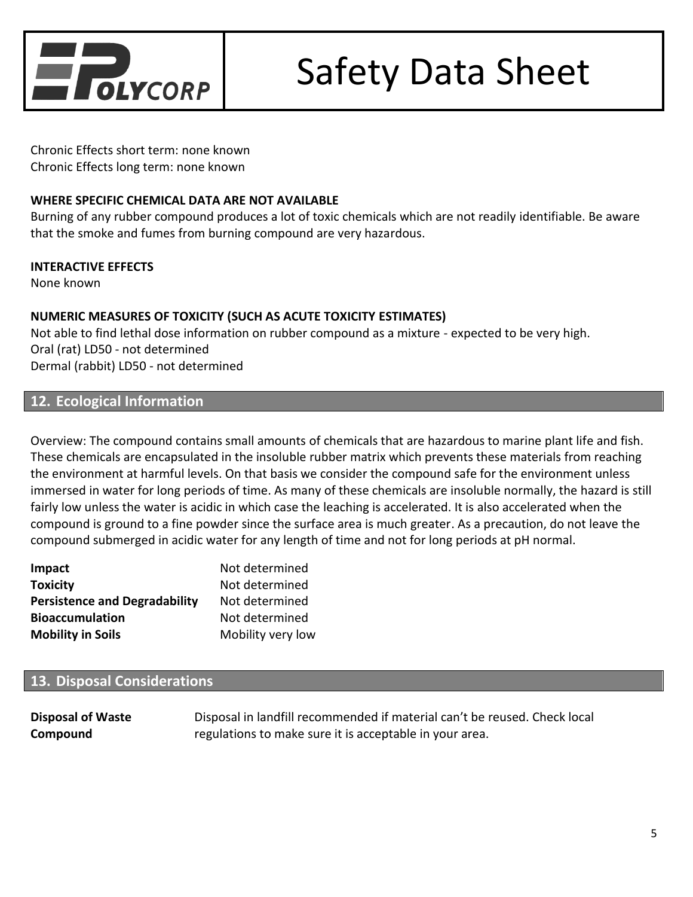Chronic Effects short term: none known
Chronic Effects long term: none known

**WHERE SPECIFIC CHEMICAL DATA ARE NOT AVAILABLE**
Burning of any rubber compound produces a lot of toxic chemicals which are not readily identifiable. Be aware that the smoke and fumes from burning compound are very hazardous.

**INTERACTIVE EFFECTS**
None known

**NUMERIC MEASURES OF TOXICITY (SUCH AS ACUTE TOXICITY ESTIMATES)**
Not able to find lethal dose information on rubber compound as a mixture - expected to be very high.
Oral (rat) LD50 - not determined
Dermal (rabbit) LD50 - not determined

## 12. Ecological Information

Overview: The compound contains small amounts of chemicals that are hazardous to marine plant life and fish. These chemicals are encapsulated in the insoluble rubber matrix which prevents these materials from reaching the environment at harmful levels. On that basis we consider the compound safe for the environment unless immersed in water for long periods of time. As many of these chemicals are insoluble normally, the hazard is still fairly low unless the water is acidic in which case the leaching is accelerated. It is also accelerated when the compound is ground to a fine powder since the surface area is much greater. As a precaution, do not leave the compound submerged in acidic water for any length of time and not for long periods at pH normal.

| | |
|---|---|
| **Impact** | Not determined |
| **Toxicity** | Not determined |
| **Persistence and Degradability** | Not determined |
| **Bioaccumulation** | Not determined |
| **Mobility in Soils** | Mobility very low |

## 13. Disposal Considerations

| | |
|---|---|
| **Disposal of Waste Compound** | Disposal in landfill recommended if material can't be reused. Check local regulations to make sure it is acceptable in your area. |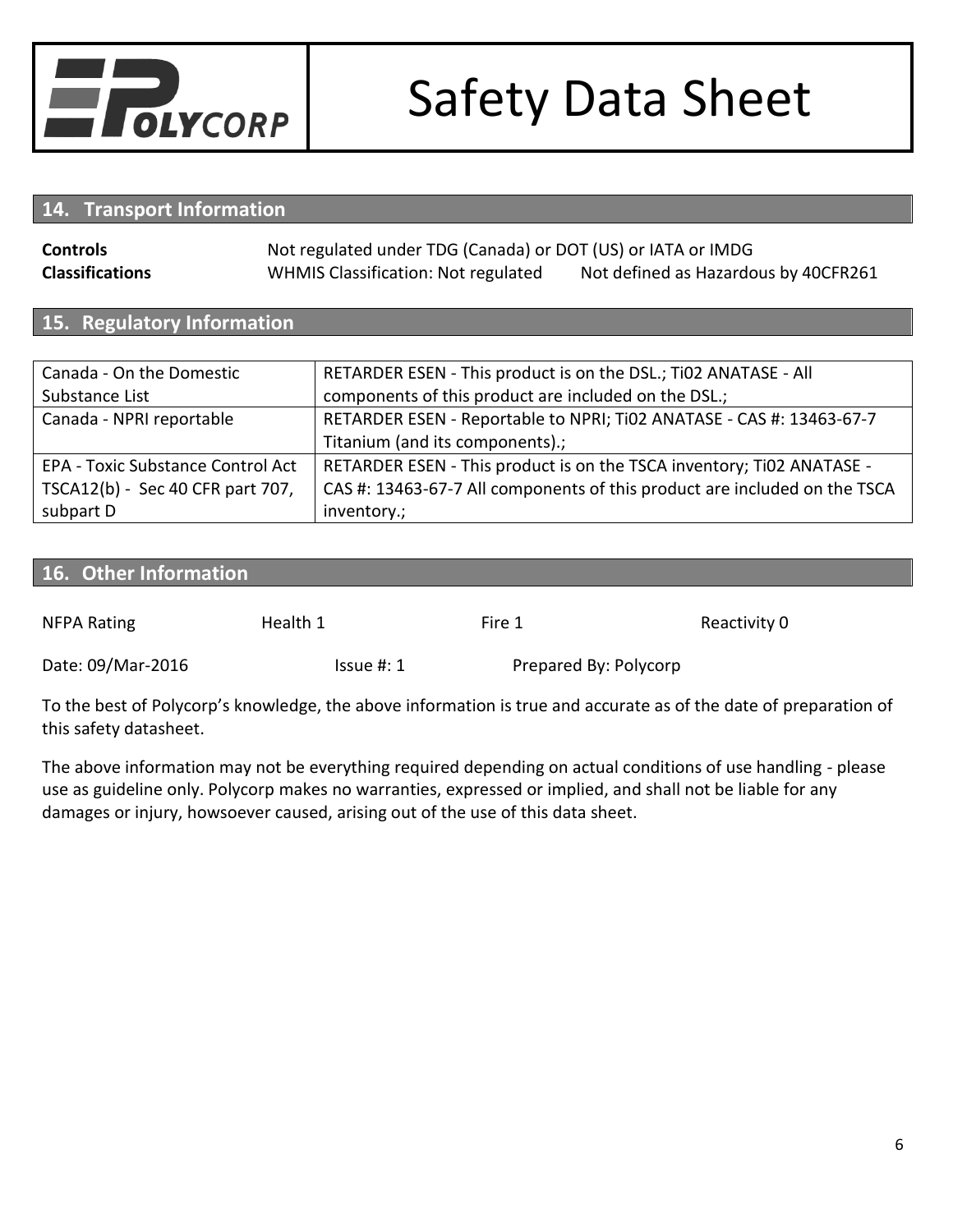# Safety Data Sheet

## 14. Transport Information

**Controls** Not regulated under TDG (Canada) or DOT (US) or IATA or IMDG

**Classifications** WHMIS Classification: Not regulated Not defined as Hazardous by 40CFR261

## 15. Regulatory Information

| | |
|---|---|
| Canada - On the Domestic Substance List | RETARDER ESEN - This product is on the DSL.; Ti02 ANATASE - All components of this product are included on the DSL.; |
| Canada - NPRI reportable | RETARDER ESEN - Reportable to NPRI; Ti02 ANATASE - CAS #: 13463-67-7 Titanium (and its components).; |
| EPA - Toxic Substance Control Act TSCA12(b) - Sec 40 CFR part 707, subpart D | RETARDER ESEN - This product is on the TSCA inventory; Ti02 ANATASE - CAS #: 13463-67-7 All components of this product are included on the TSCA inventory.; |

## 16. Other Information

NFPA Rating Health 1 Fire 1 Reactivity 0

Date: 09/Mar-2016 Issue #: 1 Prepared By: Polycorp

To the best of Polycorp's knowledge, the above information is true and accurate as of the date of preparation of this safety datasheet.

The above information may not be everything required depending on actual conditions of use handling - please use as guideline only. Polycorp makes no warranties, expressed or implied, and shall not be liable for any damages or injury, howsoever caused, arising out of the use of this data sheet.